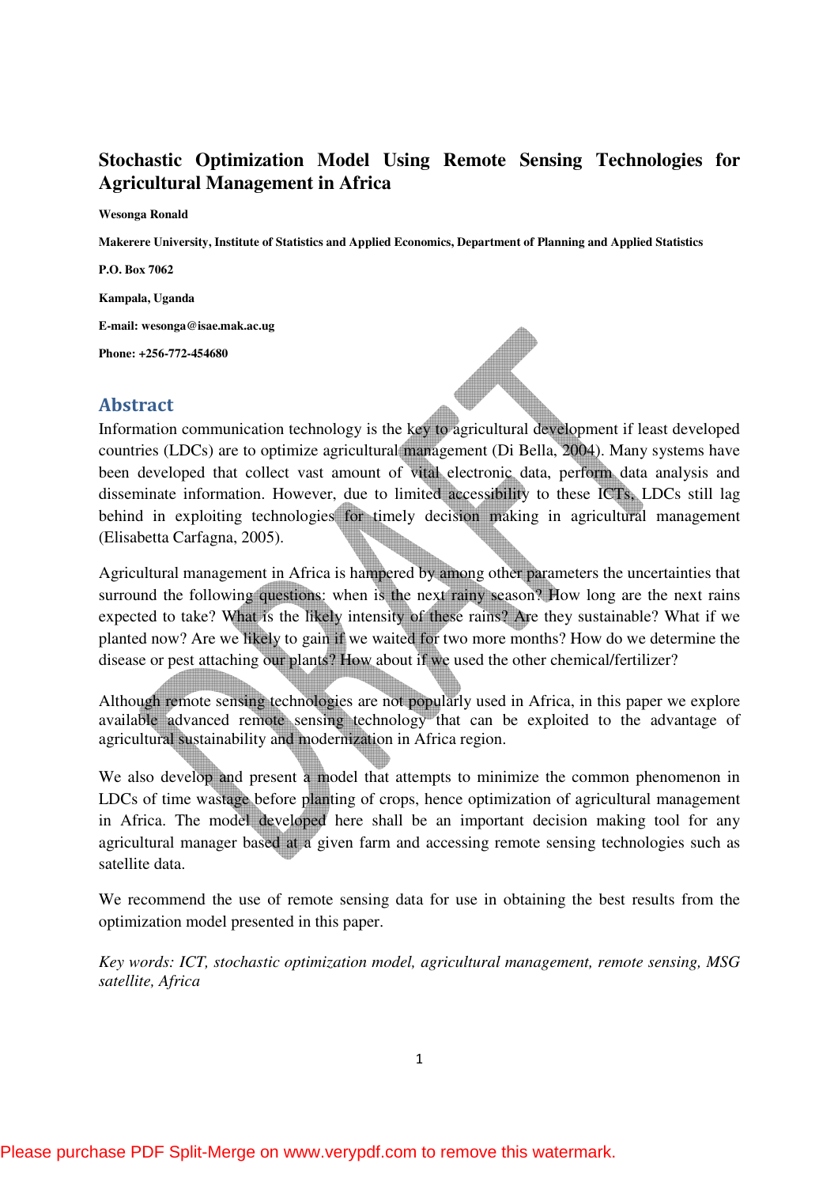# Stochastic Optimization Model Using Remote Sensing Technologies for Agricultural Management in Africa

**Wesonga Ronald**

**Makerere University, Institute of Statistics and Applied Economics, Department of Planning and Applied Statistics**

**P.O. Box 7062**

**Kampala, Uganda**

**E-mail: wesonga@isae.mak.ac.ug**

**Phone: +256-772-454680**

## Abstract

Information communication technology is the key to agricultural development if least developed countries (LDCs) are to optimize agricultural management (Di Bella, 2004). Many systems have been developed that collect vast amount of vital electronic data, perform data analysis and disseminate information. However, due to limited accessibility to these ICTs, LDCs still lag behind in exploiting technologies for timely decision making in agricultural management (Elisabetta Carfagna, 2005).

Agricultural management in Africa is hampered by among other parameters the uncertainties that surround the following questions: when is the next rainy season? How long are the next rains expected to take? What is the likely intensity of these rains? Are they sustainable? What if we planted now? Are we likely to gain if we waited for two more months? How do we determine the disease or pest attaching our plants? How about if we used the other chemical/fertilizer?

Although remote sensing technologies are not popularly used in Africa, in this paper we explore available advanced remote sensing technology that can be exploited to the advantage of agricultural sustainability and modernization in Africa region.

We also develop and present a model that attempts to minimize the common phenomenon in LDCs of time wastage before planting of crops, hence optimization of agricultural management in Africa. The model developed here shall be an important decision making tool for any agricultural manager based at a given farm and accessing remote sensing technologies such as satellite data.

We recommend the use of remote sensing data for use in obtaining the best results from the optimization model presented in this paper.

*Key words: ICT, stochastic optimization model, agricultural management, remote sensing, MSG satellite, Africa*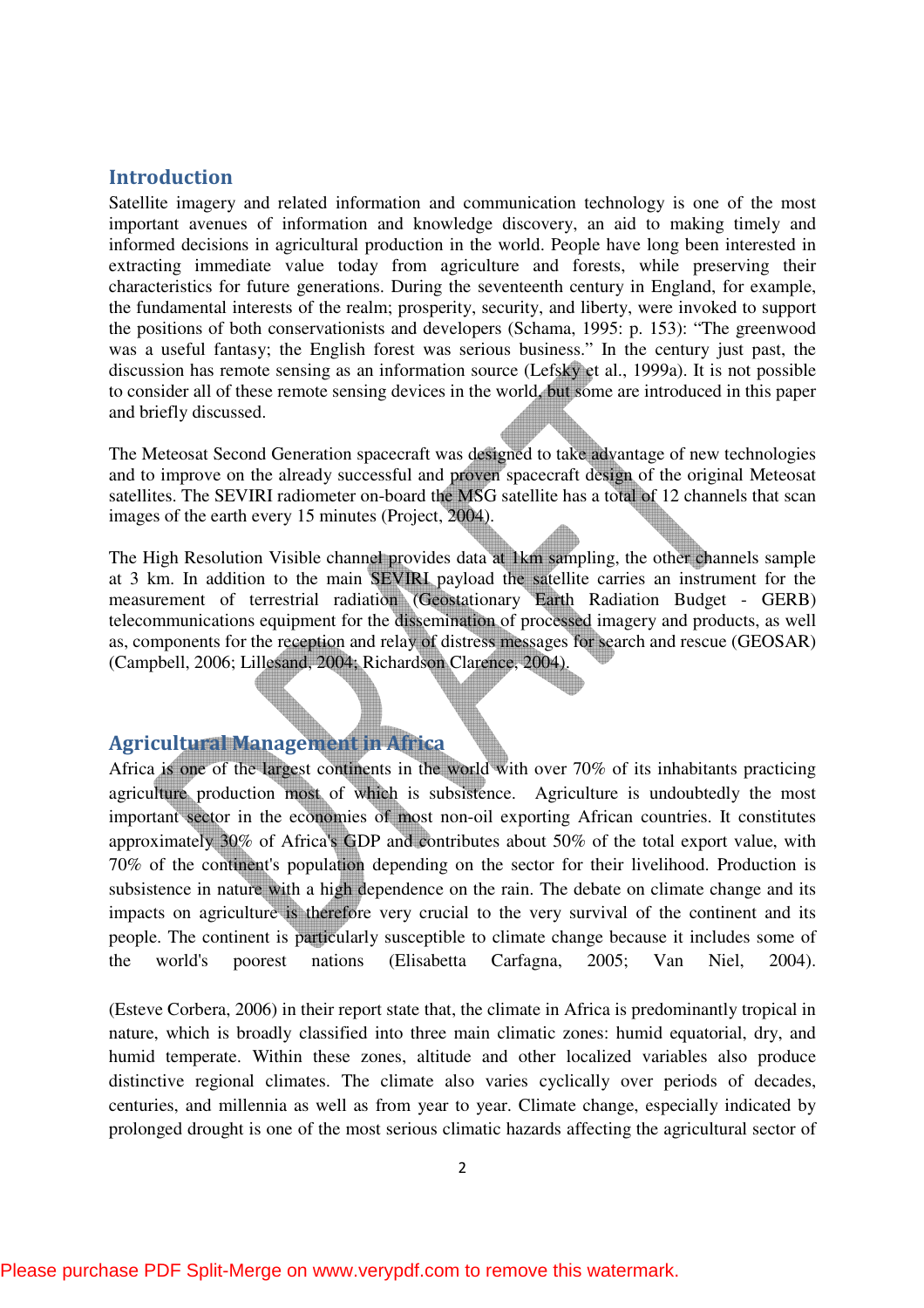## Introduction

Satellite imagery and related information and communication technology is one of the most important avenues of information and knowledge discovery, an aid to making timely and informed decisions in agricultural production in the world. People have long been interested in extracting immediate value today from agriculture and forests, while preserving their characteristics for future generations. During the seventeenth century in England, for example, the fundamental interests of the realm; prosperity, security, and liberty, were invoked to support the positions of both conservationists and developers (Schama, 1995: p. 153): "The greenwood was a useful fantasy; the English forest was serious business." In the century just past, the discussion has remote sensing as an information source (Lefsky et al., 1999a). It is not possible to consider all of these remote sensing devices in the world, but some are introduced in this paper and briefly discussed.

The Meteosat Second Generation spacecraft was designed to take advantage of new technologies and to improve on the already successful and proven spacecraft design of the original Meteosat satellites. The SEVIRI radiometer on-board the MSG satellite has a total of 12 channels that scan images of the earth every 15 minutes (Project, 2004).

The High Resolution Visible channel provides data at 1km sampling, the other channels sample at 3 km. In addition to the main SEVIRI payload the satellite carries an instrument for the measurement of terrestrial radiation (Geostationary Earth Radiation Budget - GERB) telecommunications equipment for the dissemination of processed imagery and products, as well as, components for the reception and relay of distress messages for search and rescue (GEOSAR) (Campbell, 2006; Lillesand, 2004; Richardson Clarence, 2004).

## Agricultural Management in Africa

Africa is one of the largest continents in the world with over 70% of its inhabitants practicing agriculture production most of which is subsistence. Agriculture is undoubtedly the most important sector in the economies of most non-oil exporting African countries. It constitutes approximately 30% of Africa's GDP and contributes about 50% of the total export value, with 70% of the continent's population depending on the sector for their livelihood. Production is subsistence in nature with a high dependence on the rain. The debate on climate change and its impacts on agriculture is therefore very crucial to the very survival of the continent and its people. The continent is particularly susceptible to climate change because it includes some of the world's poorest nations (Elisabetta Carfagna, 2005; Van Niel, 2004).

(Esteve Corbera, 2006) in their report state that, the climate in Africa is predominantly tropical in nature, which is broadly classified into three main climatic zones: humid equatorial, dry, and humid temperate. Within these zones, altitude and other localized variables also produce distinctive regional climates. The climate also varies cyclically over periods of decades, centuries, and millennia as well as from year to year. Climate change, especially indicated by prolonged drought is one of the most serious climatic hazards affecting the agricultural sector of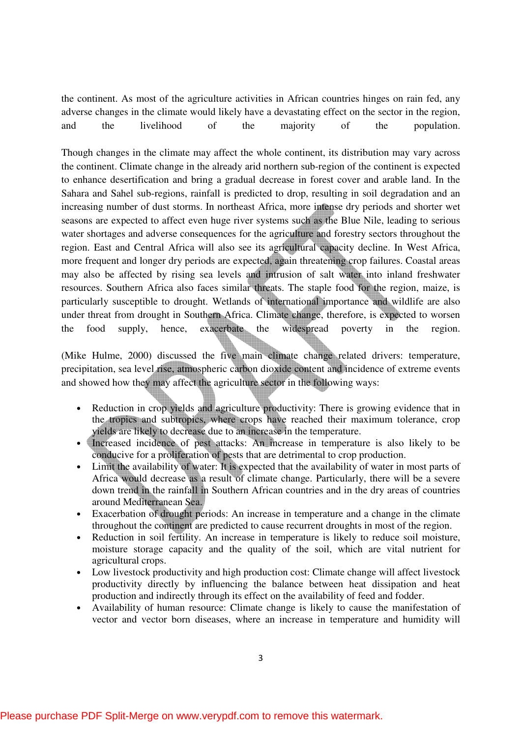the continent. As most of the agriculture activities in African countries hinges on rain fed, any adverse changes in the climate would likely have a devastating effect on the sector in the region, and the livelihood of the majority of the population.

Though changes in the climate may affect the whole continent, its distribution may vary across the continent. Climate change in the already arid northern sub-region of the continent is expected to enhance desertification and bring a gradual decrease in forest cover and arable land. In the Sahara and Sahel sub-regions, rainfall is predicted to drop, resulting in soil degradation and an increasing number of dust storms. In northeast Africa, more intense dry periods and shorter wet seasons are expected to affect even huge river systems such as the Blue Nile, leading to serious water shortages and adverse consequences for the agriculture and forestry sectors throughout the region. East and Central Africa will also see its agricultural capacity decline. In West Africa, more frequent and longer dry periods are expected, again threatening crop failures. Coastal areas may also be affected by rising sea levels and intrusion of salt water into inland freshwater resources. Southern Africa also faces similar threats. The staple food for the region, maize, is particularly susceptible to drought. Wetlands of international importance and wildlife are also under threat from drought in Southern Africa. Climate change, therefore, is expected to worsen the food supply, hence, exacerbate the widespread poverty in the region.

(Mike Hulme, 2000) discussed the five main climate change related drivers: temperature, precipitation, sea level rise, atmospheric carbon dioxide content and incidence of extreme events and showed how they may affect the agriculture sector in the following ways:

- Reduction in crop yields and agriculture productivity: There is growing evidence that in the tropics and subtropics, where crops have reached their maximum tolerance, crop yields are likely to decrease due to an increase in the temperature.
- Increased incidence of pest attacks: An increase in temperature is also likely to be conducive for a proliferation of pests that are detrimental to crop production.
- Limit the availability of water: It is expected that the availability of water in most parts of Africa would decrease as a result of climate change. Particularly, there will be a severe down trend in the rainfall in Southern African countries and in the dry areas of countries around Mediterranean Sea.
- Exacerbation of drought periods: An increase in temperature and a change in the climate throughout the continent are predicted to cause recurrent droughts in most of the region.
- Reduction in soil fertility. An increase in temperature is likely to reduce soil moisture, moisture storage capacity and the quality of the soil, which are vital nutrient for agricultural crops.
- Low livestock productivity and high production cost: Climate change will affect livestock productivity directly by influencing the balance between heat dissipation and heat production and indirectly through its effect on the availability of feed and fodder.
- Availability of human resource: Climate change is likely to cause the manifestation of vector and vector born diseases, where an increase in temperature and humidity will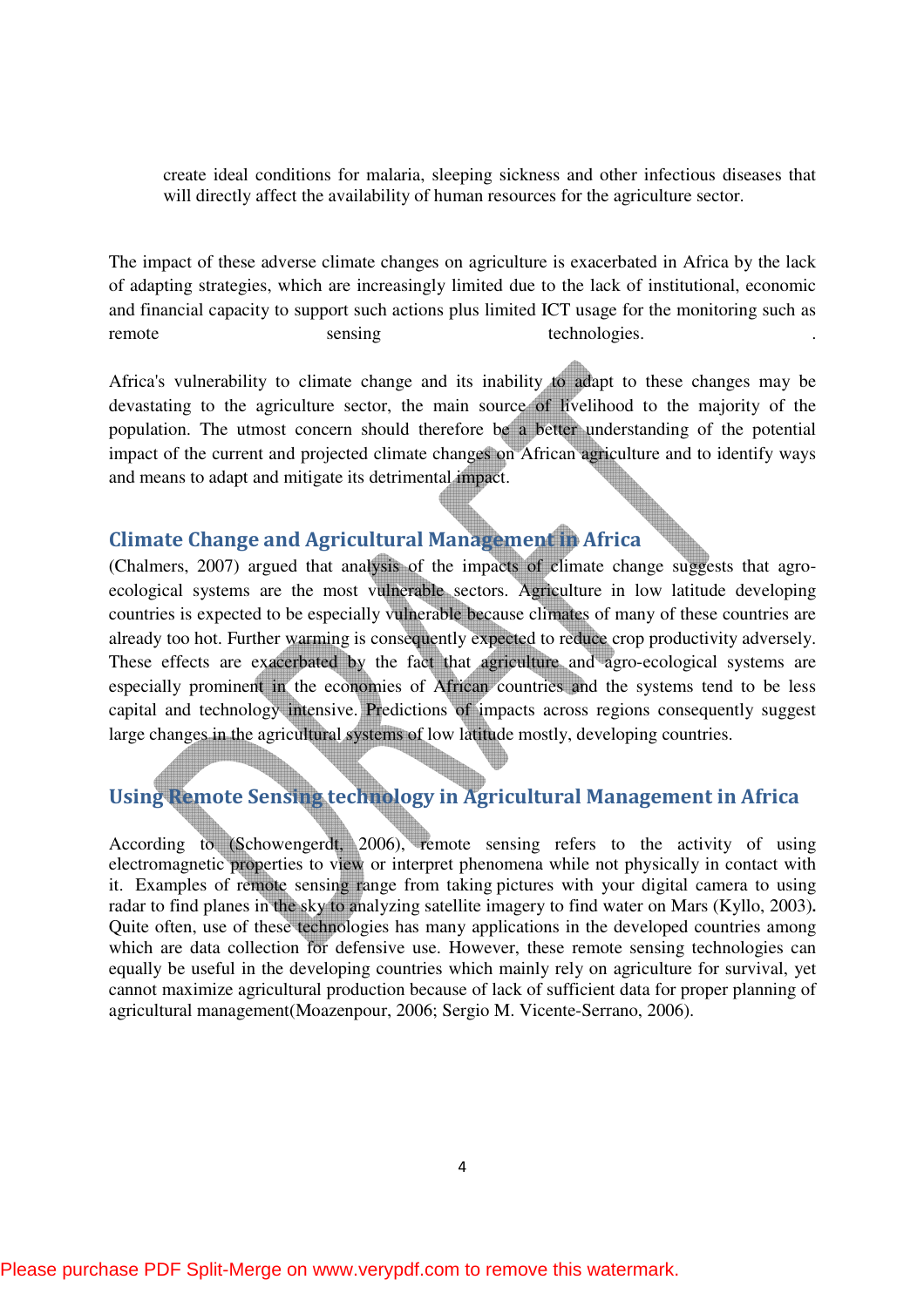create ideal conditions for malaria, sleeping sickness and other infectious diseases that will directly affect the availability of human resources for the agriculture sector.

The impact of these adverse climate changes on agriculture is exacerbated in Africa by the lack of adapting strategies, which are increasingly limited due to the lack of institutional, economic and financial capacity to support such actions plus limited ICT usage for the monitoring such as remote sensing technologies.

Africa's vulnerability to climate change and its inability to adapt to these changes may be devastating to the agriculture sector, the main source of livelihood to the majority of the population. The utmost concern should therefore be a better understanding of the potential impact of the current and projected climate changes on African agriculture and to identify ways and means to adapt and mitigate its detrimental impact.

## Climate Change and Agricultural Management in Africa

(Chalmers, 2007) argued that analysis of the impacts of climate change suggests that agro-ecological systems are the most vulnerable sectors. Agriculture in low latitude developing countries is expected to be especially vulnerable because climates of many of these countries are already too hot. Further warming is consequently expected to reduce crop productivity adversely. These effects are exacerbated by the fact that agriculture and agro-ecological systems are especially prominent in the economies of African countries and the systems tend to be less capital and technology intensive. Predictions of impacts across regions consequently suggest large changes in the agricultural systems of low latitude mostly, developing countries.

## Using Remote Sensing technology in Agricultural Management in Africa

According to (Schowengerdt, 2006), remote sensing refers to the activity of using electromagnetic properties to view or interpret phenomena while not physically in contact with it. Examples of remote sensing range from taking pictures with your digital camera to using radar to find planes in the sky to analyzing satellite imagery to find water on Mars (Kyllo, 2003). Quite often, use of these technologies has many applications in the developed countries among which are data collection for defensive use. However, these remote sensing technologies can equally be useful in the developing countries which mainly rely on agriculture for survival, yet cannot maximize agricultural production because of lack of sufficient data for proper planning of agricultural management(Moazenpour, 2006; Sergio M. Vicente-Serrano, 2006).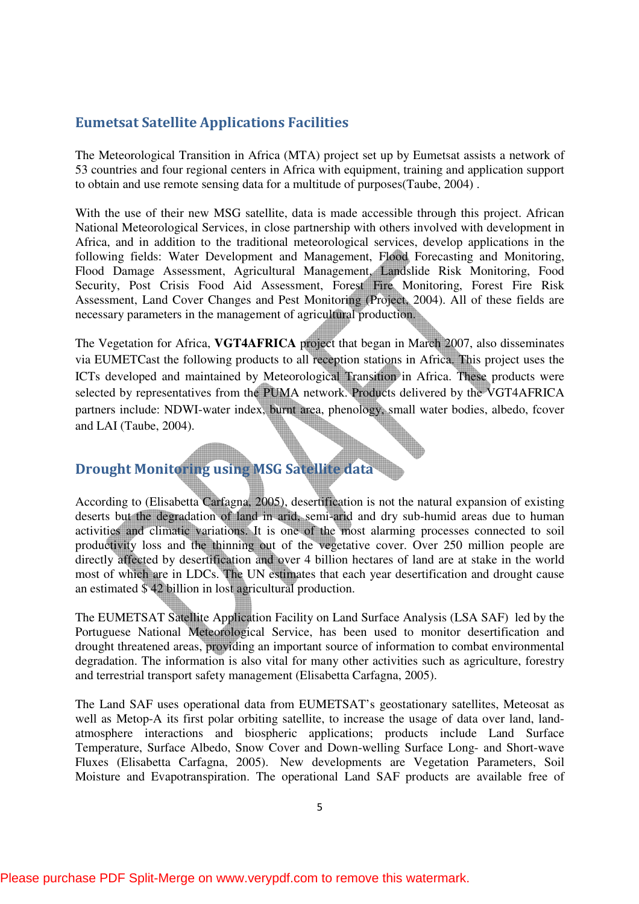## Eumetsat Satellite Applications Facilities

The Meteorological Transition in Africa (MTA) project set up by Eumetsat assists a network of 53 countries and four regional centers in Africa with equipment, training and application support to obtain and use remote sensing data for a multitude of purposes(Taube, 2004) .

With the use of their new MSG satellite, data is made accessible through this project. African National Meteorological Services, in close partnership with others involved with development in Africa, and in addition to the traditional meteorological services, develop applications in the following fields: Water Development and Management, Flood Forecasting and Monitoring, Flood Damage Assessment, Agricultural Management, Landslide Risk Monitoring, Food Security, Post Crisis Food Aid Assessment, Forest Fire Monitoring, Forest Fire Risk Assessment, Land Cover Changes and Pest Monitoring (Project, 2004). All of these fields are necessary parameters in the management of agricultural production.

The Vegetation for Africa, **VGT4AFRICA** project that began in March 2007, also disseminates via EUMETCast the following products to all reception stations in Africa. This project uses the ICTs developed and maintained by Meteorological Transition in Africa. These products were selected by representatives from the PUMA network. Products delivered by the VGT4AFRICA partners include: NDWI-water index, burnt area, phenology, small water bodies, albedo, fcover and LAI (Taube, 2004).

## Drought Monitoring using MSG Satellite data

According to (Elisabetta Carfagna, 2005), desertification is not the natural expansion of existing deserts but the degradation of land in arid, semi-arid and dry sub-humid areas due to human activities and climatic variations. It is one of the most alarming processes connected to soil productivity loss and the thinning out of the vegetative cover. Over 250 million people are directly affected by desertification and over 4 billion hectares of land are at stake in the world most of which are in LDCs. The UN estimates that each year desertification and drought cause an estimated $ 42 billion in lost agricultural production.

The EUMETSAT Satellite Application Facility on Land Surface Analysis (LSA SAF) led by the Portuguese National Meteorological Service, has been used to monitor desertification and drought threatened areas, providing an important source of information to combat environmental degradation. The information is also vital for many other activities such as agriculture, forestry and terrestrial transport safety management (Elisabetta Carfagna, 2005).

The Land SAF uses operational data from EUMETSAT's geostationary satellites, Meteosat as well as Metop-A its first polar orbiting satellite, to increase the usage of data over land, land-atmosphere interactions and biospheric applications; products include Land Surface Temperature, Surface Albedo, Snow Cover and Down-welling Surface Long- and Short-wave Fluxes (Elisabetta Carfagna, 2005). New developments are Vegetation Parameters, Soil Moisture and Evapotranspiration. The operational Land SAF products are available free of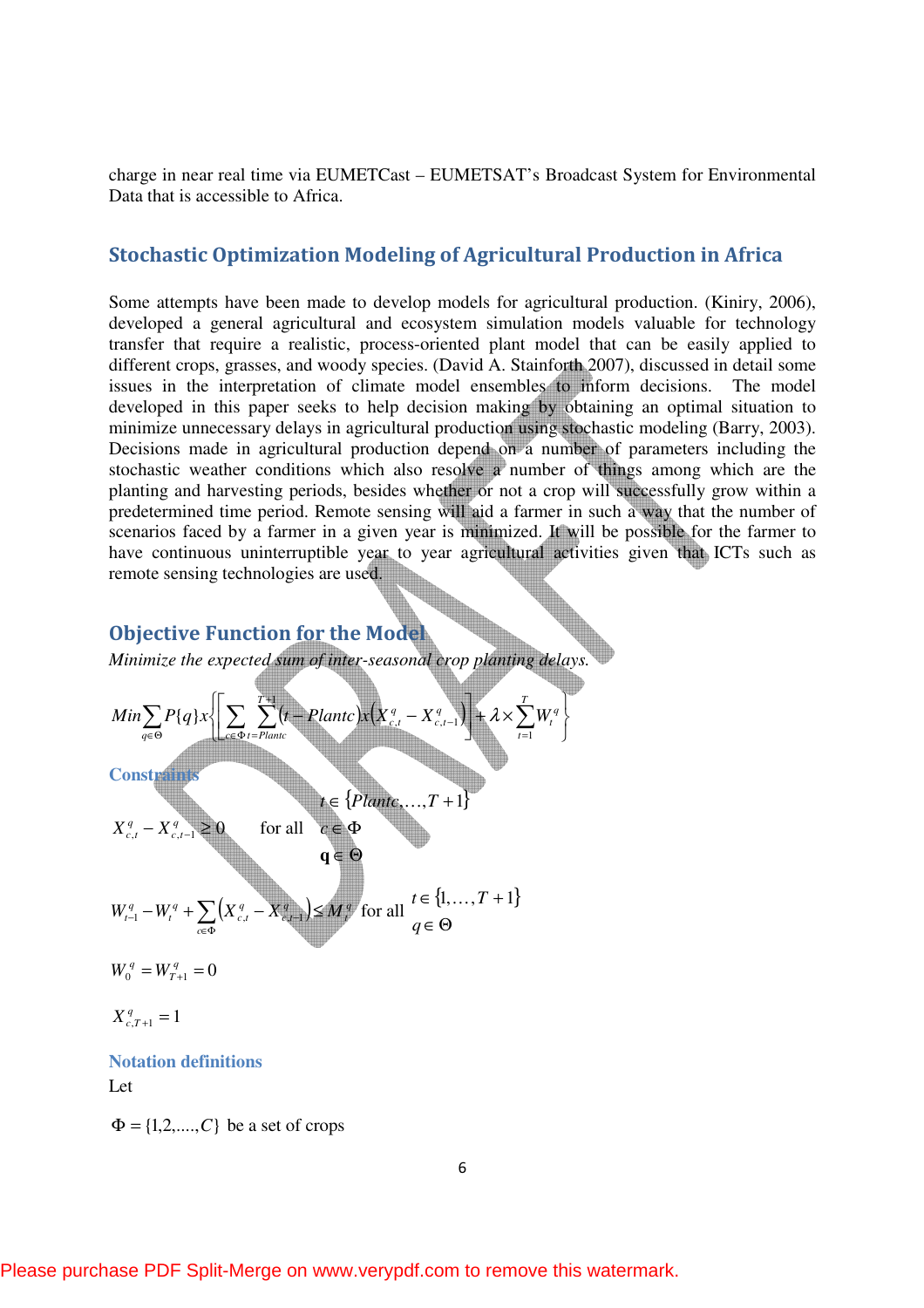charge in near real time via EUMETCast – EUMETSAT's Broadcast System for Environmental Data that is accessible to Africa.

## Stochastic Optimization Modeling of Agricultural Production in Africa

Some attempts have been made to develop models for agricultural production. (Kiniry, 2006), developed a general agricultural and ecosystem simulation models valuable for technology transfer that require a realistic, process-oriented plant model that can be easily applied to different crops, grasses, and woody species. (David A. Stainforth 2007), discussed in detail some issues in the interpretation of climate model ensembles to inform decisions. The model developed in this paper seeks to help decision making by obtaining an optimal situation to minimize unnecessary delays in agricultural production using stochastic modeling (Barry, 2003). Decisions made in agricultural production depend on a number of parameters including the stochastic weather conditions which also resolve a number of things among which are the planting and harvesting periods, besides whether or not a crop will successfully grow within a predetermined time period. Remote sensing will aid a farmer in such a way that the number of scenarios faced by a farmer in a given year is minimized. It will be possible for the farmer to have continuous uninterruptible year to year agricultural activities given that ICTs such as remote sensing technologies are used.

## Objective Function for the Model

*Minimize the expected sum of inter-seasonal crop planting delays.*

$$Min \sum_{q \in \Theta} P\{q\} x \left\{ \left[ \sum_{c \in \Phi} \sum_{t = Plantc}^{T+1} (t - Plantc) x \left( X_{c,t}^{q} - X_{c,t-1}^{q} \right) \right] + \lambda \times \sum_{t=1}^{T} W_{t}^{q} \right\}$$

### Constraints

$$X_{c,t}^{q} - X_{c,t-1}^{q} \geq 0 \quad \text{for all} \quad \begin{array}{l} t \in \{Plantc, \ldots, T+1\} \\ c \in \Phi \\ \mathbf{q} \in \Theta \end{array}$$

$$W_{t-1}^{q} - W_{t}^{q} + \sum_{c \in \Phi} \left( X_{c,t}^{q} - X_{c,t-1}^{q} \right) \leq M_{t}^{q} \quad \text{for all} \quad \begin{array}{l} t \in \{1, \ldots, T+1\} \\ q \in \Theta \end{array}$$

$$W_{0}^{q} = W_{T+1}^{q} = 0$$

$$X_{c,T+1}^{q} = 1$$

### Notation definitions

Let

$\Phi = \{1, 2, \ldots, C\}$ be a set of crops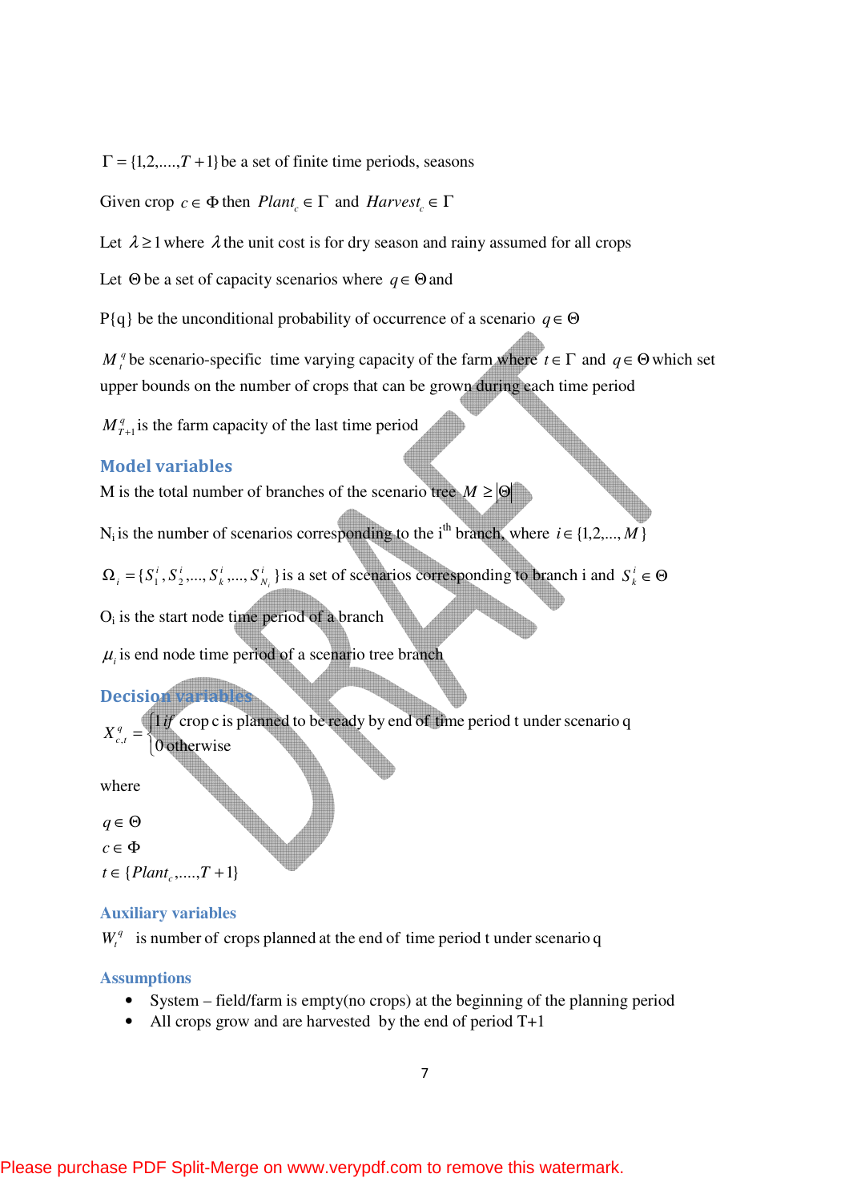$\Gamma = \{1,2,....,T+1\}$ be a set of finite time periods, seasons

Given crop $c \in \Phi$ then $Plant_c \in \Gamma$ and $Harvest_c \in \Gamma$

Let $\lambda \geq 1$ where $\lambda$ the unit cost is for dry season and rainy assumed for all crops

Let $\Theta$ be a set of capacity scenarios where $q \in \Theta$ and

P{q} be the unconditional probability of occurrence of a scenario $q \in \Theta$

$M_t^q$ be scenario-specific time varying capacity of the farm where $t \in \Gamma$ and $q \in \Theta$ which set upper bounds on the number of crops that can be grown during each time period

$M_{T+1}^q$ is the farm capacity of the last time period

## Model variables

M is the total number of branches of the scenario tree $M \geq |\Theta|$

$N_i$ is the number of scenarios corresponding to the i[th] branch, where $i \in \{1,2,..., M\}$

$\Omega_i = \{S_1^i, S_2^i,...., S_k^i,...., S_{N_i}^i\}$ is a set of scenarios corresponding to branch i and $S_k^i \in \Theta$

$O_i$ is the start node time period of a branch

$\mu_i$ is end node time period of a scenario tree branch

## Decision variables

$$X_{c,t}^q = \begin{cases} 1 \text{ if crop c is planned to be ready by end of time period t under scenario q} \\ 0 \text{ otherwise} \end{cases}$$

where

$q \in \Theta$
$c \in \Phi$
$t \in \{Plant_c,....,T+1\}$

### Auxiliary variables

$W_t^q$ is number of crops planned at the end of time period t under scenario q

### Assumptions

- System – field/farm is empty(no crops) at the beginning of the planning period
- All crops grow and are harvested by the end of period T+1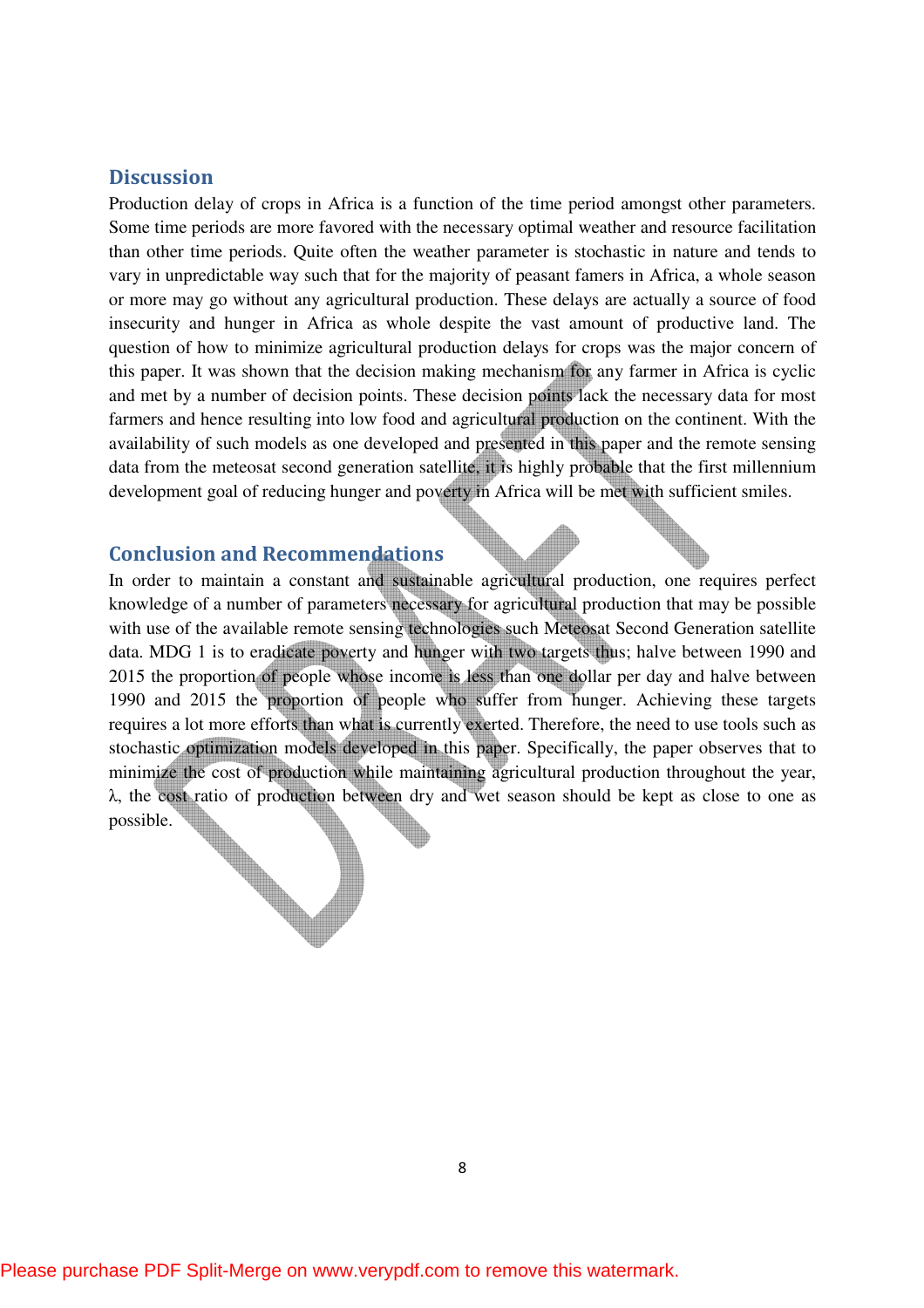## Discussion

Production delay of crops in Africa is a function of the time period amongst other parameters. Some time periods are more favored with the necessary optimal weather and resource facilitation than other time periods. Quite often the weather parameter is stochastic in nature and tends to vary in unpredictable way such that for the majority of peasant famers in Africa, a whole season or more may go without any agricultural production. These delays are actually a source of food insecurity and hunger in Africa as whole despite the vast amount of productive land. The question of how to minimize agricultural production delays for crops was the major concern of this paper. It was shown that the decision making mechanism for any farmer in Africa is cyclic and met by a number of decision points. These decision points lack the necessary data for most farmers and hence resulting into low food and agricultural production on the continent. With the availability of such models as one developed and presented in this paper and the remote sensing data from the meteosat second generation satellite, it is highly probable that the first millennium development goal of reducing hunger and poverty in Africa will be met with sufficient smiles.

## Conclusion and Recommendations

In order to maintain a constant and sustainable agricultural production, one requires perfect knowledge of a number of parameters necessary for agricultural production that may be possible with use of the available remote sensing technologies such Meteosat Second Generation satellite data. MDG 1 is to eradicate poverty and hunger with two targets thus; halve between 1990 and 2015 the proportion of people whose income is less than one dollar per day and halve between 1990 and 2015 the proportion of people who suffer from hunger. Achieving these targets requires a lot more efforts than what is currently exerted. Therefore, the need to use tools such as stochastic optimization models developed in this paper. Specifically, the paper observes that to minimize the cost of production while maintaining agricultural production throughout the year, $\lambda$, the cost ratio of production between dry and wet season should be kept as close to one as possible.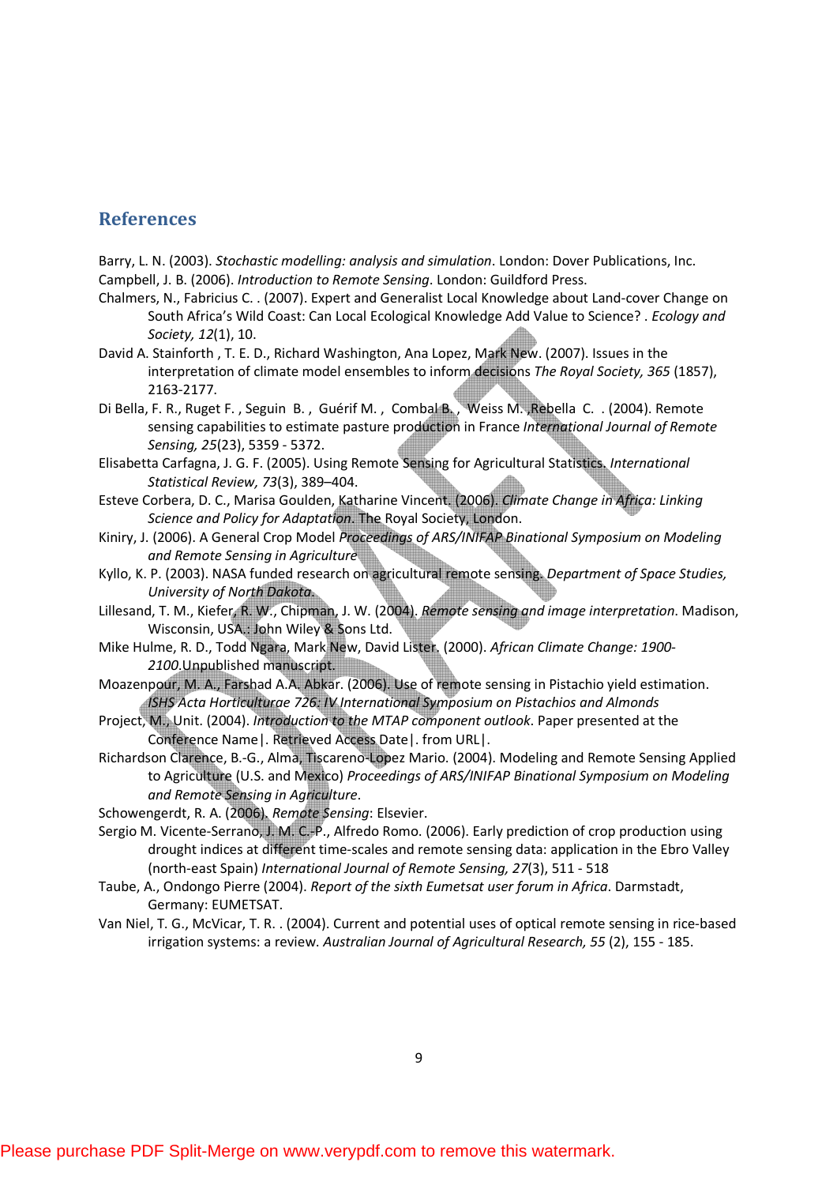## References

Barry, L. N. (2003). *Stochastic modelling: analysis and simulation*. London: Dover Publications, Inc.

Campbell, J. B. (2006). *Introduction to Remote Sensing*. London: Guildford Press.

Chalmers, N., Fabricius C. . (2007). Expert and Generalist Local Knowledge about Land-cover Change on South Africa's Wild Coast: Can Local Ecological Knowledge Add Value to Science? . *Ecology and Society, 12*(1), 10.

David A. Stainforth , T. E. D., Richard Washington, Ana Lopez, Mark New. (2007). Issues in the interpretation of climate model ensembles to inform decisions *The Royal Society, 365* (1857), 2163-2177.

Di Bella, F. R., Ruget F. , Seguin B. , Guérif M. , Combal B. , Weiss M. ,Rebella C. . (2004). Remote sensing capabilities to estimate pasture production in France *International Journal of Remote Sensing, 25*(23), 5359 - 5372.

Elisabetta Carfagna, J. G. F. (2005). Using Remote Sensing for Agricultural Statistics. *International Statistical Review, 73*(3), 389–404.

Esteve Corbera, D. C., Marisa Goulden, Katharine Vincent. (2006). *Climate Change in Africa: Linking Science and Policy for Adaptation*. The Royal Society, London.

Kiniry, J. (2006). A General Crop Model *Proceedings of ARS/INIFAP Binational Symposium on Modeling and Remote Sensing in Agriculture*

Kyllo, K. P. (2003). NASA funded research on agricultural remote sensing. *Department of Space Studies, University of North Dakota*.

Lillesand, T. M., Kiefer, R. W., Chipman, J. W. (2004). *Remote sensing and image interpretation*. Madison, Wisconsin, USA.: John Wiley & Sons Ltd.

Mike Hulme, R. D., Todd Ngara, Mark New, David Lister. (2000). *African Climate Change: 1900-2100*.Unpublished manuscript.

Moazenpour, M. A., Farshad A.A. Abkar. (2006). Use of remote sensing in Pistachio yield estimation. *ISHS Acta Horticulturae 726: IV International Symposium on Pistachios and Almonds*

Project, M., Unit. (2004). *Introduction to the MTAP component outlook*. Paper presented at the Conference Name|. Retrieved Access Date|. from URL|.

Richardson Clarence, B.-G., Alma, Tiscareno-Lopez Mario. (2004). Modeling and Remote Sensing Applied to Agriculture (U.S. and Mexico) *Proceedings of ARS/INIFAP Binational Symposium on Modeling and Remote Sensing in Agriculture*.

Schowengerdt, R. A. (2006). *Remote Sensing*: Elsevier.

Sergio M. Vicente-Serrano, J. M. C.-P., Alfredo Romo. (2006). Early prediction of crop production using drought indices at different time-scales and remote sensing data: application in the Ebro Valley (north-east Spain) *International Journal of Remote Sensing, 27*(3), 511 - 518

Taube, A., Ondongo Pierre (2004). *Report of the sixth Eumetsat user forum in Africa*. Darmstadt, Germany: EUMETSAT.

Van Niel, T. G., McVicar, T. R. . (2004). Current and potential uses of optical remote sensing in rice-based irrigation systems: a review. *Australian Journal of Agricultural Research, 55* (2), 155 - 185.